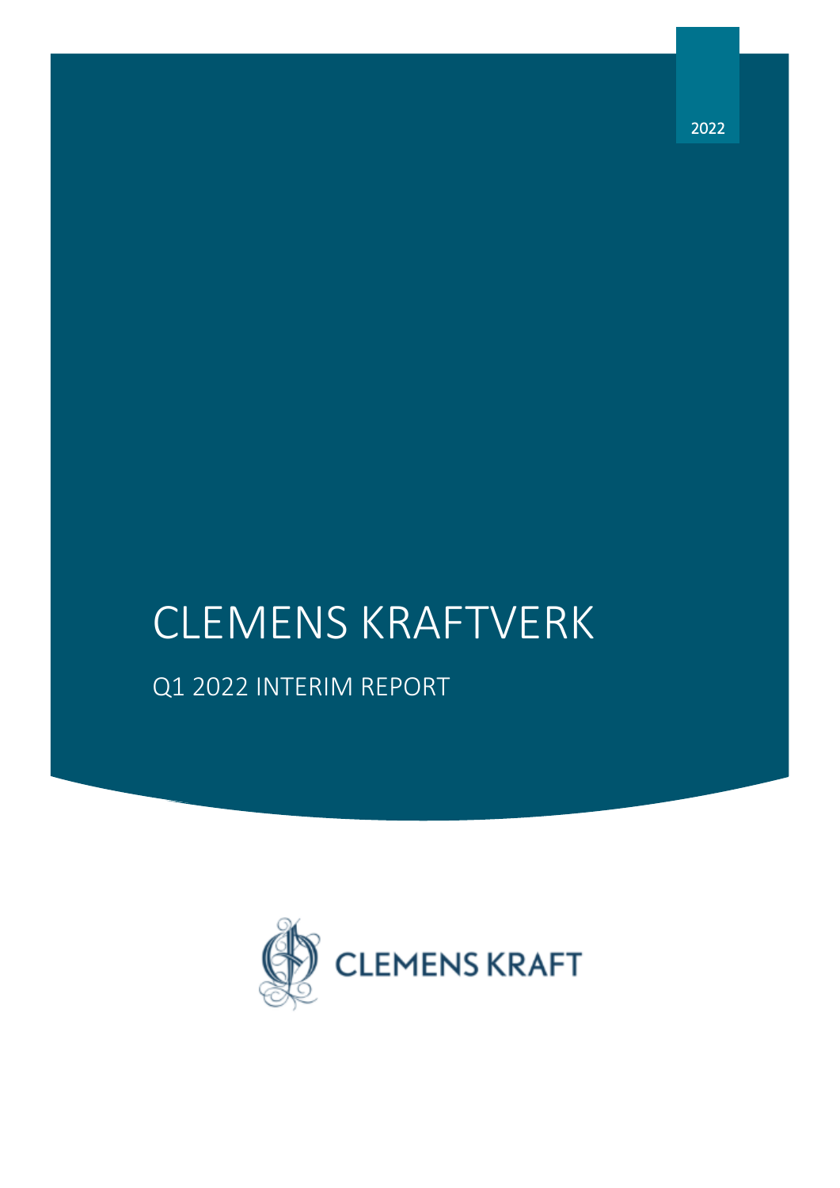2022

# CLEMENS KRAFTVERK

## Q1 2022 INTERIM REPORT

CLEMENS KRAFT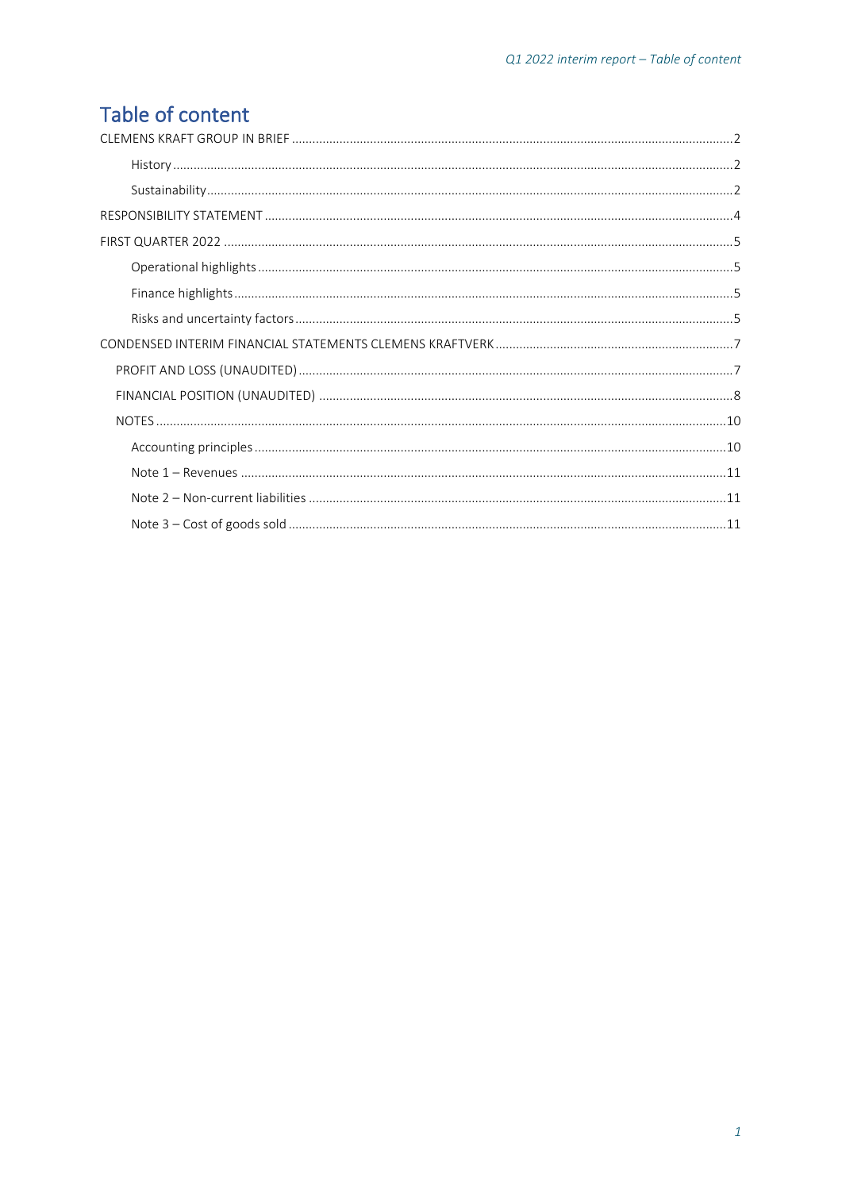# Table of content

- CLEMENS KRAFT GROUP IN BRIEF ....2
  - History ....2
  - Sustainability ....2
- RESPONSIBILITY STATEMENT ....4
- FIRST QUARTER 2022 ....5
  - Operational highlights ....5
  - Finance highlights ....5
  - Risks and uncertainty factors ....5
- CONDENSED INTERIM FINANCIAL STATEMENTS CLEMENS KRAFTVERK ....7
  - PROFIT AND LOSS (UNAUDITED) ....7
  - FINANCIAL POSITION (UNAUDITED) ....8
  - NOTES ....10
    - Accounting principles ....10
    - Note 1 – Revenues ....11
    - Note 2 – Non-current liabilities ....11
    - Note 3 – Cost of goods sold ....11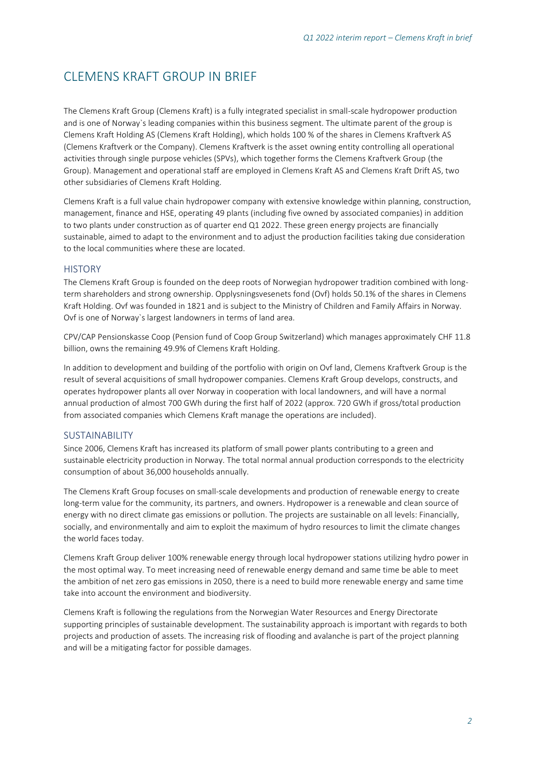# CLEMENS KRAFT GROUP IN BRIEF

The Clemens Kraft Group (Clemens Kraft) is a fully integrated specialist in small-scale hydropower production and is one of Norway`s leading companies within this business segment. The ultimate parent of the group is Clemens Kraft Holding AS (Clemens Kraft Holding), which holds 100 % of the shares in Clemens Kraftverk AS (Clemens Kraftverk or the Company). Clemens Kraftverk is the asset owning entity controlling all operational activities through single purpose vehicles (SPVs), which together forms the Clemens Kraftverk Group (the Group). Management and operational staff are employed in Clemens Kraft AS and Clemens Kraft Drift AS, two other subsidiaries of Clemens Kraft Holding.

Clemens Kraft is a full value chain hydropower company with extensive knowledge within planning, construction, management, finance and HSE, operating 49 plants (including five owned by associated companies) in addition to two plants under construction as of quarter end Q1 2022. These green energy projects are financially sustainable, aimed to adapt to the environment and to adjust the production facilities taking due consideration to the local communities where these are located.

## HISTORY

The Clemens Kraft Group is founded on the deep roots of Norwegian hydropower tradition combined with long-term shareholders and strong ownership. Opplysningsvesenets fond (Ovf) holds 50.1% of the shares in Clemens Kraft Holding. Ovf was founded in 1821 and is subject to the Ministry of Children and Family Affairs in Norway. Ovf is one of Norway`s largest landowners in terms of land area.

CPV/CAP Pensionskasse Coop (Pension fund of Coop Group Switzerland) which manages approximately CHF 11.8 billion, owns the remaining 49.9% of Clemens Kraft Holding.

In addition to development and building of the portfolio with origin on Ovf land, Clemens Kraftverk Group is the result of several acquisitions of small hydropower companies. Clemens Kraft Group develops, constructs, and operates hydropower plants all over Norway in cooperation with local landowners, and will have a normal annual production of almost 700 GWh during the first half of 2022 (approx. 720 GWh if gross/total production from associated companies which Clemens Kraft manage the operations are included).

## SUSTAINABILITY

Since 2006, Clemens Kraft has increased its platform of small power plants contributing to a green and sustainable electricity production in Norway. The total normal annual production corresponds to the electricity consumption of about 36,000 households annually.

The Clemens Kraft Group focuses on small-scale developments and production of renewable energy to create long-term value for the community, its partners, and owners. Hydropower is a renewable and clean source of energy with no direct climate gas emissions or pollution. The projects are sustainable on all levels: Financially, socially, and environmentally and aim to exploit the maximum of hydro resources to limit the climate changes the world faces today.

Clemens Kraft Group deliver 100% renewable energy through local hydropower stations utilizing hydro power in the most optimal way. To meet increasing need of renewable energy demand and same time be able to meet the ambition of net zero gas emissions in 2050, there is a need to build more renewable energy and same time take into account the environment and biodiversity.

Clemens Kraft is following the regulations from the Norwegian Water Resources and Energy Directorate supporting principles of sustainable development. The sustainability approach is important with regards to both projects and production of assets. The increasing risk of flooding and avalanche is part of the project planning and will be a mitigating factor for possible damages.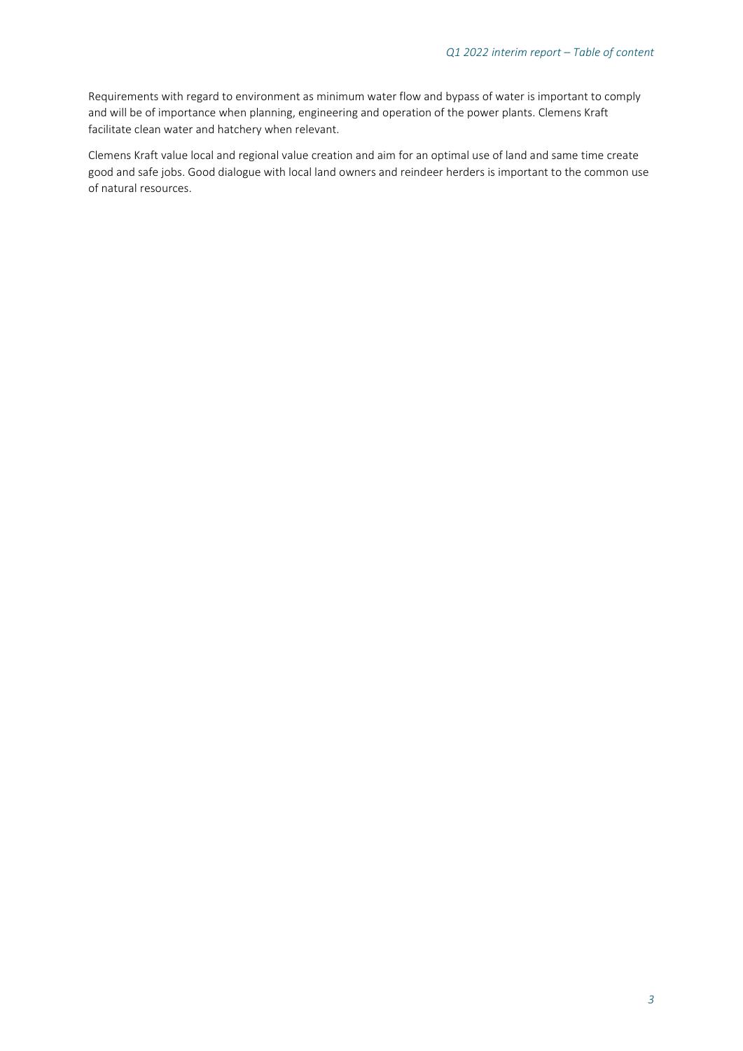Requirements with regard to environment as minimum water flow and bypass of water is important to comply and will be of importance when planning, engineering and operation of the power plants. Clemens Kraft facilitate clean water and hatchery when relevant.

Clemens Kraft value local and regional value creation and aim for an optimal use of land and same time create good and safe jobs. Good dialogue with local land owners and reindeer herders is important to the common use of natural resources.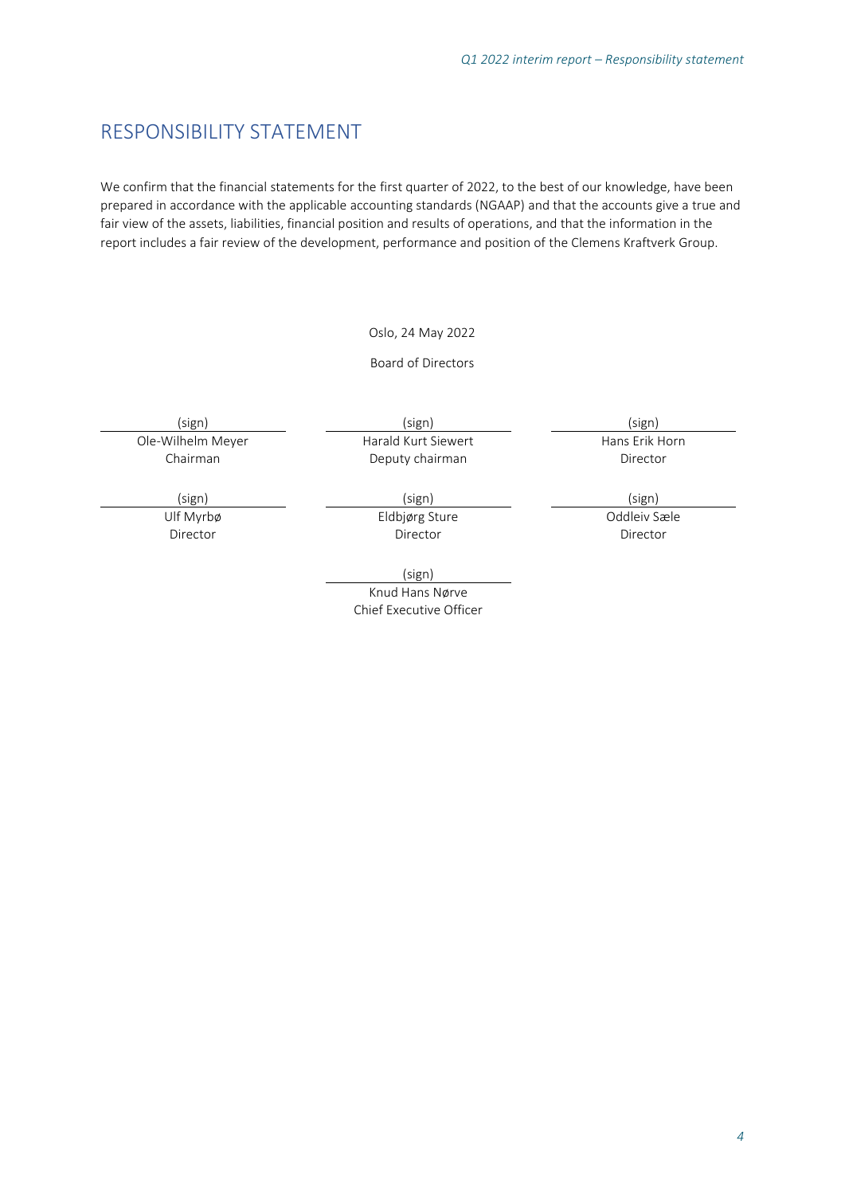# RESPONSIBILITY STATEMENT

We confirm that the financial statements for the first quarter of 2022, to the best of our knowledge, have been prepared in accordance with the applicable accounting standards (NGAAP) and that the accounts give a true and fair view of the assets, liabilities, financial position and results of operations, and that the information in the report includes a fair review of the development, performance and position of the Clemens Kraftverk Group.

Oslo, 24 May 2022

Board of Directors

| | | |
|---|---|---|
| (sign) | (sign) | (sign) |
| Ole-Wilhelm Meyer<br>Chairman | Harald Kurt Siewert<br>Deputy chairman | Hans Erik Horn<br>Director |
| (sign) | (sign) | (sign) |
| Ulf Myrbø<br>Director | Eldbjørg Sture<br>Director | Oddleiv Sæle<br>Director |
| | (sign) | |
| | Knud Hans Nørve<br>Chief Executive Officer | |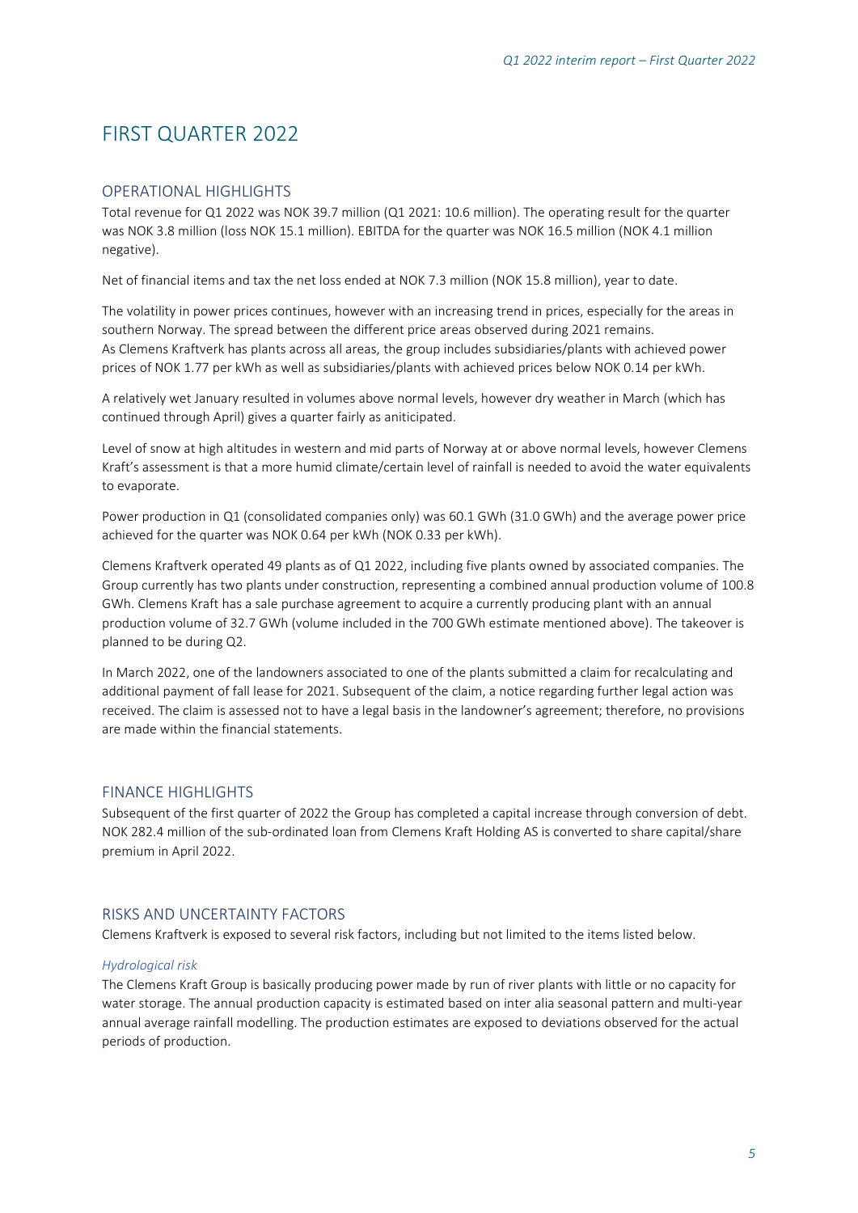# FIRST QUARTER 2022

## OPERATIONAL HIGHLIGHTS

Total revenue for Q1 2022 was NOK 39.7 million (Q1 2021: 10.6 million). The operating result for the quarter was NOK 3.8 million (loss NOK 15.1 million). EBITDA for the quarter was NOK 16.5 million (NOK 4.1 million negative).

Net of financial items and tax the net loss ended at NOK 7.3 million (NOK 15.8 million), year to date.

The volatility in power prices continues, however with an increasing trend in prices, especially for the areas in southern Norway. The spread between the different price areas observed during 2021 remains. As Clemens Kraftverk has plants across all areas, the group includes subsidiaries/plants with achieved power prices of NOK 1.77 per kWh as well as subsidiaries/plants with achieved prices below NOK 0.14 per kWh.

A relatively wet January resulted in volumes above normal levels, however dry weather in March (which has continued through April) gives a quarter fairly as aniticipated.

Level of snow at high altitudes in western and mid parts of Norway at or above normal levels, however Clemens Kraft's assessment is that a more humid climate/certain level of rainfall is needed to avoid the water equivalents to evaporate.

Power production in Q1 (consolidated companies only) was 60.1 GWh (31.0 GWh) and the average power price achieved for the quarter was NOK 0.64 per kWh (NOK 0.33 per kWh).

Clemens Kraftverk operated 49 plants as of Q1 2022, including five plants owned by associated companies. The Group currently has two plants under construction, representing a combined annual production volume of 100.8 GWh. Clemens Kraft has a sale purchase agreement to acquire a currently producing plant with an annual production volume of 32.7 GWh (volume included in the 700 GWh estimate mentioned above). The takeover is planned to be during Q2.

In March 2022, one of the landowners associated to one of the plants submitted a claim for recalculating and additional payment of fall lease for 2021. Subsequent of the claim, a notice regarding further legal action was received. The claim is assessed not to have a legal basis in the landowner's agreement; therefore, no provisions are made within the financial statements.

## FINANCE HIGHLIGHTS

Subsequent of the first quarter of 2022 the Group has completed a capital increase through conversion of debt. NOK 282.4 million of the sub-ordinated loan from Clemens Kraft Holding AS is converted to share capital/share premium in April 2022.

## RISKS AND UNCERTAINTY FACTORS

Clemens Kraftverk is exposed to several risk factors, including but not limited to the items listed below.

### *Hydrological risk*

The Clemens Kraft Group is basically producing power made by run of river plants with little or no capacity for water storage. The annual production capacity is estimated based on inter alia seasonal pattern and multi-year annual average rainfall modelling. The production estimates are exposed to deviations observed for the actual periods of production.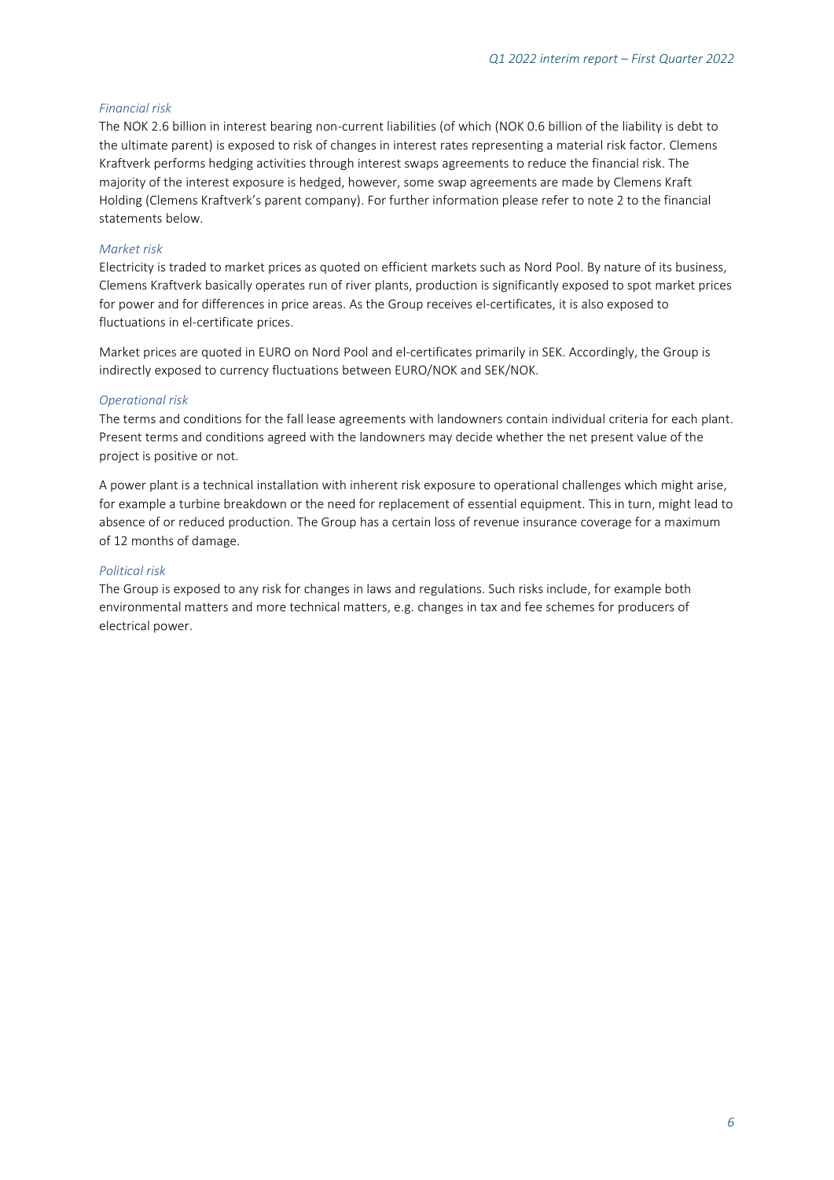*Financial risk*

The NOK 2.6 billion in interest bearing non-current liabilities (of which (NOK 0.6 billion of the liability is debt to the ultimate parent) is exposed to risk of changes in interest rates representing a material risk factor. Clemens Kraftverk performs hedging activities through interest swaps agreements to reduce the financial risk. The majority of the interest exposure is hedged, however, some swap agreements are made by Clemens Kraft Holding (Clemens Kraftverk's parent company). For further information please refer to note 2 to the financial statements below.

*Market risk*

Electricity is traded to market prices as quoted on efficient markets such as Nord Pool. By nature of its business, Clemens Kraftverk basically operates run of river plants, production is significantly exposed to spot market prices for power and for differences in price areas. As the Group receives el-certificates, it is also exposed to fluctuations in el-certificate prices.

Market prices are quoted in EURO on Nord Pool and el-certificates primarily in SEK. Accordingly, the Group is indirectly exposed to currency fluctuations between EURO/NOK and SEK/NOK.

*Operational risk*

The terms and conditions for the fall lease agreements with landowners contain individual criteria for each plant. Present terms and conditions agreed with the landowners may decide whether the net present value of the project is positive or not.

A power plant is a technical installation with inherent risk exposure to operational challenges which might arise, for example a turbine breakdown or the need for replacement of essential equipment. This in turn, might lead to absence of or reduced production. The Group has a certain loss of revenue insurance coverage for a maximum of 12 months of damage.

*Political risk*

The Group is exposed to any risk for changes in laws and regulations. Such risks include, for example both environmental matters and more technical matters, e.g. changes in tax and fee schemes for producers of electrical power.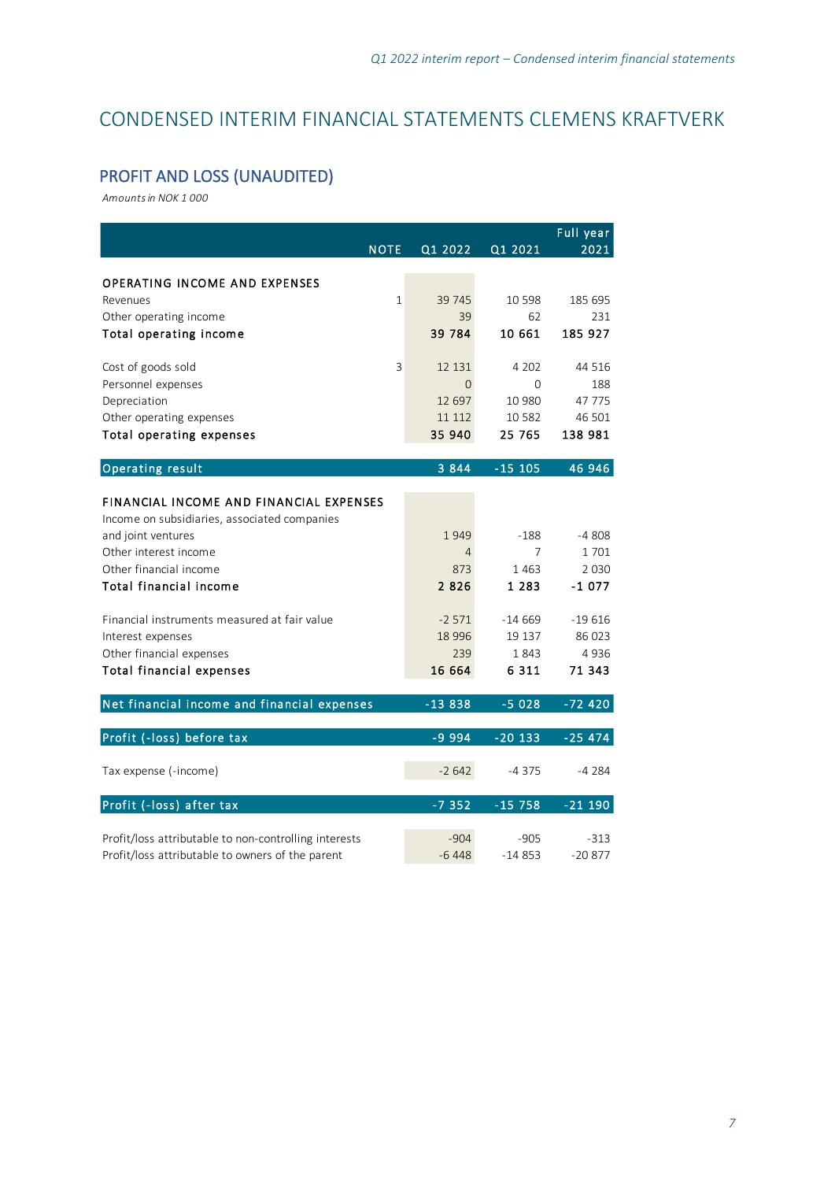# CONDENSED INTERIM FINANCIAL STATEMENTS CLEMENS KRAFTVERK

## PROFIT AND LOSS (UNAUDITED)

*Amounts in NOK 1 000*

| | NOTE | Q1 2022 | Q1 2021 | Full year 2021 |
|---|---|---|---|---|
| **OPERATING INCOME AND EXPENSES** | | | | |
| Revenues | 1 | 39 745 | 10 598 | 185 695 |
| Other operating income | | 39 | 62 | 231 |
| **Total operating income** | | **39 784** | **10 661** | **185 927** |
| | | | | |
| Cost of goods sold | 3 | 12 131 | 4 202 | 44 516 |
| Personnel expenses | | 0 | 0 | 188 |
| Depreciation | | 12 697 | 10 980 | 47 775 |
| Other operating expenses | | 11 112 | 10 582 | 46 501 |
| **Total operating expenses** | | **35 940** | **25 765** | **138 981** |
| | | | | |
| **Operating result** | | **3 844** | **-15 105** | **46 946** |
| | | | | |
| **FINANCIAL INCOME AND FINANCIAL EXPENSES** | | | | |
| Income on subsidiaries, associated companies and joint ventures | | 1 949 | -188 | -4 808 |
| Other interest income | | 4 | 7 | 1 701 |
| Other financial income | | 873 | 1 463 | 2 030 |
| **Total financial income** | | **2 826** | **1 283** | **-1 077** |
| | | | | |
| Financial instruments measured at fair value | | -2 571 | -14 669 | -19 616 |
| Interest expenses | | 18 996 | 19 137 | 86 023 |
| Other financial expenses | | 239 | 1 843 | 4 936 |
| **Total financial expenses** | | **16 664** | **6 311** | **71 343** |
| | | | | |
| **Net financial income and financial expenses** | | **-13 838** | **-5 028** | **-72 420** |
| | | | | |
| **Profit (-loss) before tax** | | **-9 994** | **-20 133** | **-25 474** |
| | | | | |
| Tax expense (-income) | | -2 642 | -4 375 | -4 284 |
| | | | | |
| **Profit (-loss) after tax** | | **-7 352** | **-15 758** | **-21 190** |
| | | | | |
| Profit/loss attributable to non-controlling interests | | -904 | -905 | -313 |
| Profit/loss attributable to owners of the parent | | -6 448 | -14 853 | -20 877 |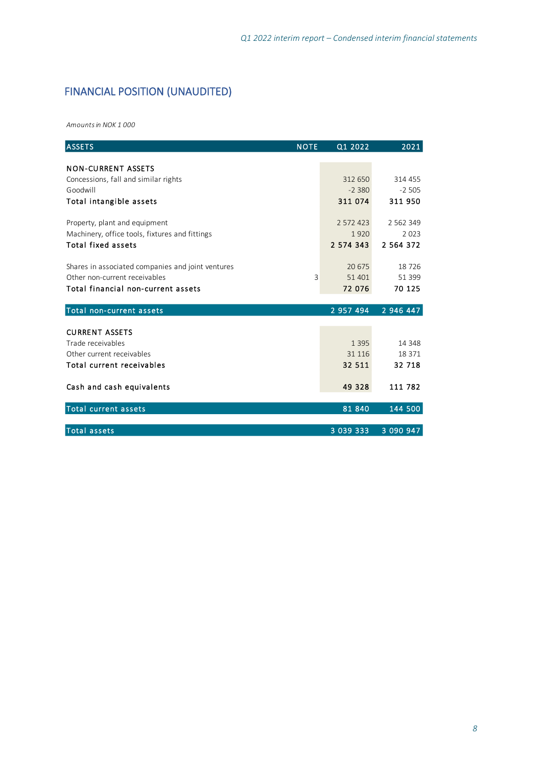## FINANCIAL POSITION (UNAUDITED)

*Amounts in NOK 1 000*

| ASSETS | NOTE | Q1 2022 | 2021 |
|---|---|---|---|
| **NON-CURRENT ASSETS** | | | |
| Concessions, fall and similar rights | | 312 650 | 314 455 |
| Goodwill | | -2 380 | -2 505 |
| **Total intangible assets** | | **311 074** | **311 950** |
| | | | |
| Property, plant and equipment | | 2 572 423 | 2 562 349 |
| Machinery, office tools, fixtures and fittings | | 1 920 | 2 023 |
| **Total fixed assets** | | **2 574 343** | **2 564 372** |
| | | | |
| Shares in associated companies and joint ventures | | 20 675 | 18 726 |
| Other non-current receivables | 3 | 51 401 | 51 399 |
| **Total financial non-current assets** | | **72 076** | **70 125** |
| | | | |
| **Total non-current assets** | | **2 957 494** | **2 946 447** |
| | | | |
| **CURRENT ASSETS** | | | |
| Trade receivables | | 1 395 | 14 348 |
| Other current receivables | | 31 116 | 18 371 |
| **Total current receivables** | | **32 511** | **32 718** |
| | | | |
| **Cash and cash equivalents** | | **49 328** | **111 782** |
| | | | |
| **Total current assets** | | **81 840** | **144 500** |
| | | | |
| **Total assets** | | **3 039 333** | **3 090 947** |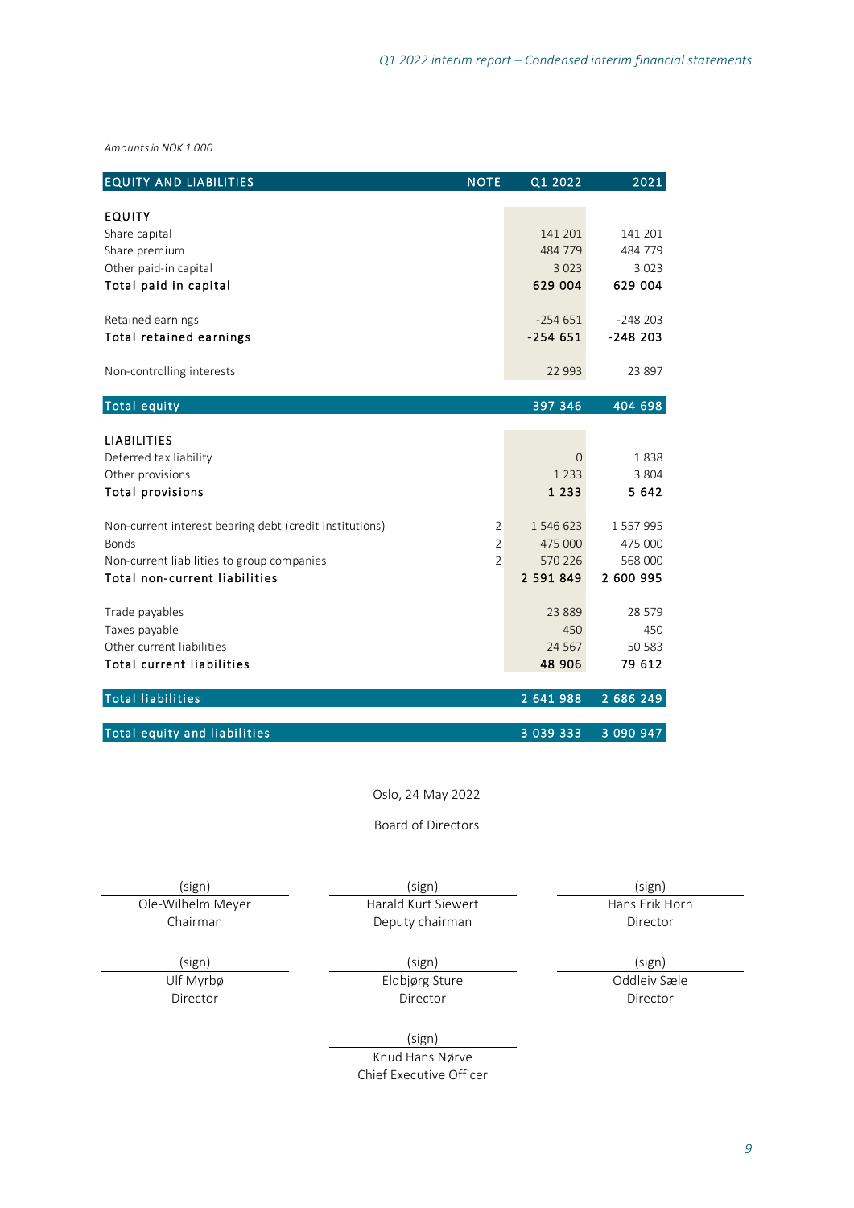*Amounts in NOK 1 000*

| EQUITY AND LIABILITIES | NOTE | Q1 2022 | 2021 |
|---|---|---|---|
| **EQUITY** | | | |
| Share capital | | 141 201 | 141 201 |
| Share premium | | 484 779 | 484 779 |
| Other paid-in capital | | 3 023 | 3 023 |
| **Total paid in capital** | | **629 004** | **629 004** |
| | | | |
| Retained earnings | | -254 651 | -248 203 |
| **Total retained earnings** | | **-254 651** | **-248 203** |
| | | | |
| Non-controlling interests | | 22 993 | 23 897 |
| | | | |
| **Total equity** | | **397 346** | **404 698** |
| | | | |
| **LIABILITIES** | | | |
| Deferred tax liability | | 0 | 1 838 |
| Other provisions | | 1 233 | 3 804 |
| **Total provisions** | | **1 233** | **5 642** |
| | | | |
| Non-current interest bearing debt (credit institutions) | 2 | 1 546 623 | 1 557 995 |
| Bonds | 2 | 475 000 | 475 000 |
| Non-current liabilities to group companies | 2 | 570 226 | 568 000 |
| **Total non-current liabilities** | | **2 591 849** | **2 600 995** |
| | | | |
| Trade payables | | 23 889 | 28 579 |
| Taxes payable | | 450 | 450 |
| Other current liabilities | | 24 567 | 50 583 |
| **Total current liabilities** | | **48 906** | **79 612** |
| | | | |
| **Total liabilities** | | **2 641 988** | **2 686 249** |
| | | | |
| **Total equity and liabilities** | | **3 039 333** | **3 090 947** |

Oslo, 24 May 2022

Board of Directors

| (sign) | (sign) | (sign) |
|---|---|---|
| Ole-Wilhelm Meyer<br>Chairman | Harald Kurt Siewert<br>Deputy chairman | Hans Erik Horn<br>Director |
| (sign) | (sign) | (sign) |
| Ulf Myrbø<br>Director | Eldbjørg Sture<br>Director | Oddleiv Sæle<br>Director |

(sign)
Knud Hans Nørve
Chief Executive Officer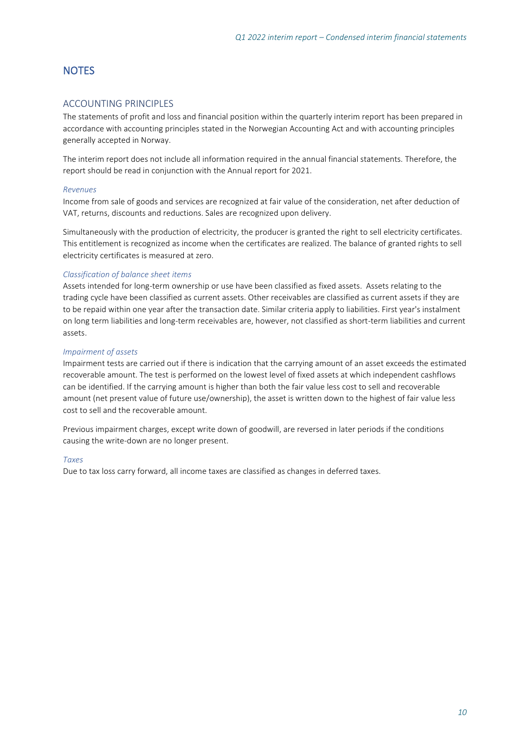# NOTES

## ACCOUNTING PRINCIPLES

The statements of profit and loss and financial position within the quarterly interim report has been prepared in accordance with accounting principles stated in the Norwegian Accounting Act and with accounting principles generally accepted in Norway.

The interim report does not include all information required in the annual financial statements. Therefore, the report should be read in conjunction with the Annual report for 2021.

*Revenues*

Income from sale of goods and services are recognized at fair value of the consideration, net after deduction of VAT, returns, discounts and reductions. Sales are recognized upon delivery.

Simultaneously with the production of electricity, the producer is granted the right to sell electricity certificates. This entitlement is recognized as income when the certificates are realized. The balance of granted rights to sell electricity certificates is measured at zero.

*Classification of balance sheet items*

Assets intended for long-term ownership or use have been classified as fixed assets. Assets relating to the trading cycle have been classified as current assets. Other receivables are classified as current assets if they are to be repaid within one year after the transaction date. Similar criteria apply to liabilities. First year's instalment on long term liabilities and long-term receivables are, however, not classified as short-term liabilities and current assets.

*Impairment of assets*

Impairment tests are carried out if there is indication that the carrying amount of an asset exceeds the estimated recoverable amount. The test is performed on the lowest level of fixed assets at which independent cashflows can be identified. If the carrying amount is higher than both the fair value less cost to sell and recoverable amount (net present value of future use/ownership), the asset is written down to the highest of fair value less cost to sell and the recoverable amount.

Previous impairment charges, except write down of goodwill, are reversed in later periods if the conditions causing the write-down are no longer present.

*Taxes*

Due to tax loss carry forward, all income taxes are classified as changes in deferred taxes.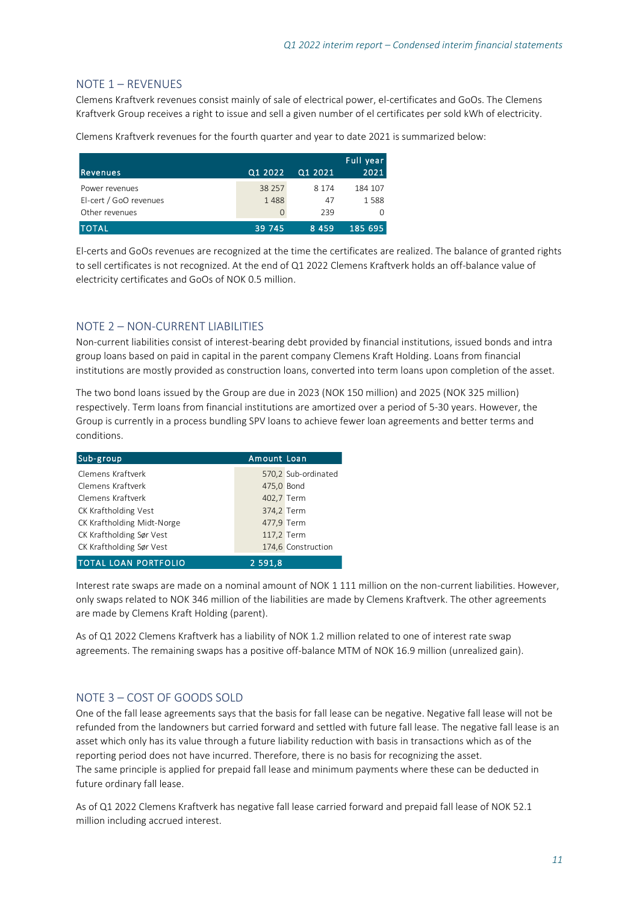## NOTE 1 – REVENUES

Clemens Kraftverk revenues consist mainly of sale of electrical power, el-certificates and GoOs. The Clemens Kraftverk Group receives a right to issue and sell a given number of el certificates per sold kWh of electricity.

Clemens Kraftverk revenues for the fourth quarter and year to date 2021 is summarized below:

| Revenues | Q1 2022 | Q1 2021 | Full year 2021 |
|---|---|---|---|
| Power revenues | 38 257 | 8 174 | 184 107 |
| El-cert / GoO revenues | 1 488 | 47 | 1 588 |
| Other revenues | 0 | 239 | 0 |
| TOTAL | 39 745 | 8 459 | 185 695 |

El-certs and GoOs revenues are recognized at the time the certificates are realized. The balance of granted rights to sell certificates is not recognized. At the end of Q1 2022 Clemens Kraftverk holds an off-balance value of electricity certificates and GoOs of NOK 0.5 million.

## NOTE 2 – NON-CURRENT LIABILITIES

Non-current liabilities consist of interest-bearing debt provided by financial institutions, issued bonds and intra group loans based on paid in capital in the parent company Clemens Kraft Holding. Loans from financial institutions are mostly provided as construction loans, converted into term loans upon completion of the asset.

The two bond loans issued by the Group are due in 2023 (NOK 150 million) and 2025 (NOK 325 million) respectively. Term loans from financial institutions are amortized over a period of 5-30 years. However, the Group is currently in a process bundling SPV loans to achieve fewer loan agreements and better terms and conditions.

| Sub-group | Amount | Loan |
|---|---|---|
| Clemens Kraftverk | 570,2 | Sub-ordinated |
| Clemens Kraftverk | 475,0 | Bond |
| Clemens Kraftverk | 402,7 | Term |
| CK Kraftholding Vest | 374,2 | Term |
| CK Kraftholding Midt-Norge | 477,9 | Term |
| CK Kraftholding Sør Vest | 117,2 | Term |
| CK Kraftholding Sør Vest | 174,6 | Construction |
| TOTAL LOAN PORTFOLIO | 2 591,8 | |

Interest rate swaps are made on a nominal amount of NOK 1 111 million on the non-current liabilities. However, only swaps related to NOK 346 million of the liabilities are made by Clemens Kraftverk. The other agreements are made by Clemens Kraft Holding (parent).

As of Q1 2022 Clemens Kraftverk has a liability of NOK 1.2 million related to one of interest rate swap agreements. The remaining swaps has a positive off-balance MTM of NOK 16.9 million (unrealized gain).

## NOTE 3 – COST OF GOODS SOLD

One of the fall lease agreements says that the basis for fall lease can be negative. Negative fall lease will not be refunded from the landowners but carried forward and settled with future fall lease. The negative fall lease is an asset which only has its value through a future liability reduction with basis in transactions which as of the reporting period does not have incurred. Therefore, there is no basis for recognizing the asset.
The same principle is applied for prepaid fall lease and minimum payments where these can be deducted in future ordinary fall lease.

As of Q1 2022 Clemens Kraftverk has negative fall lease carried forward and prepaid fall lease of NOK 52.1 million including accrued interest.